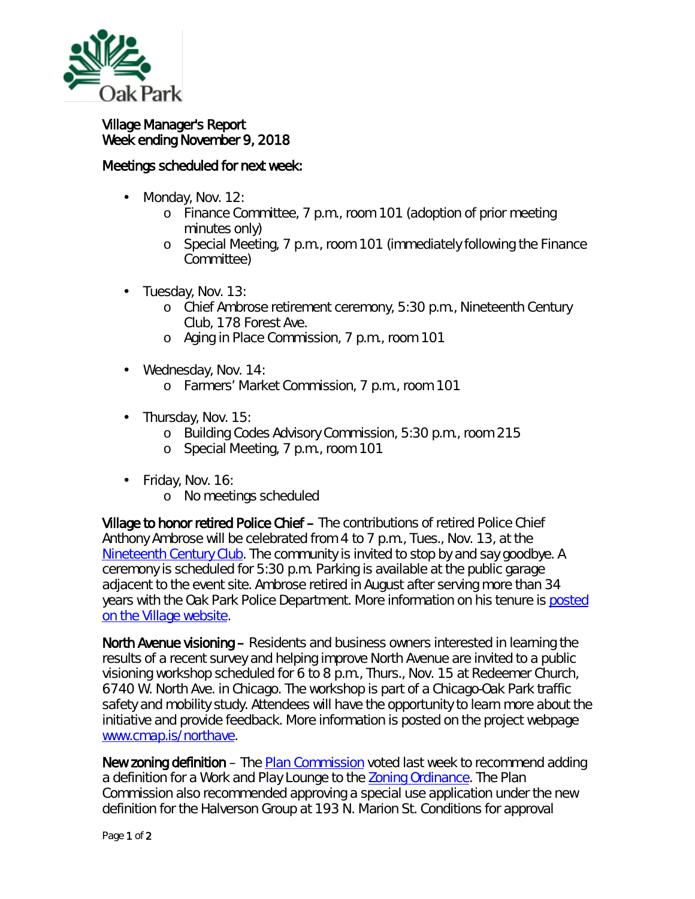Village Manager's Report
Week ending November 9, 2018

Meetings scheduled for next week:

- Monday, Nov. 12:
  - Finance Committee, 7 p.m., room 101 (adoption of prior meeting minutes only)
  - Special Meeting, 7 p.m., room 101 (immediately following the Finance Committee)
- Tuesday, Nov. 13:
  - Chief Ambrose retirement ceremony, 5:30 p.m., Nineteenth Century Club, 178 Forest Ave.
  - Aging in Place Commission, 7 p.m., room 101
- Wednesday, Nov. 14:
  - Farmers' Market Commission, 7 p.m., room 101
- Thursday, Nov. 15:
  - Building Codes Advisory Commission, 5:30 p.m., room 215
  - Special Meeting, 7 p.m., room 101
- Friday, Nov. 16:
  - No meetings scheduled

**Village to honor retired Police Chief** – The contributions of retired Police Chief Anthony Ambrose will be celebrated from 4 to 7 p.m., Tues., Nov. 13, at the Nineteenth Century Club. The community is invited to stop by and say goodbye. A ceremony is scheduled for 5:30 p.m. Parking is available at the public garage adjacent to the event site. Ambrose retired in August after serving more than 34 years with the Oak Park Police Department. More information on his tenure is posted on the Village website.

**North Avenue visioning** – Residents and business owners interested in learning the results of a recent survey and helping improve North Avenue are invited to a public visioning workshop scheduled for 6 to 8 p.m., Thurs., Nov. 15 at Redeemer Church, 6740 W. North Ave. in Chicago. The workshop is part of a Chicago-Oak Park traffic safety and mobility study. Attendees will have the opportunity to learn more about the initiative and provide feedback. More information is posted on the project webpage www.cmap.is/northave.

**New zoning definition** – The Plan Commission voted last week to recommend adding a definition for a Work and Play Lounge to the Zoning Ordinance. The Plan Commission also recommended approving a special use application under the new definition for the Halverson Group at 193 N. Marion St. Conditions for approval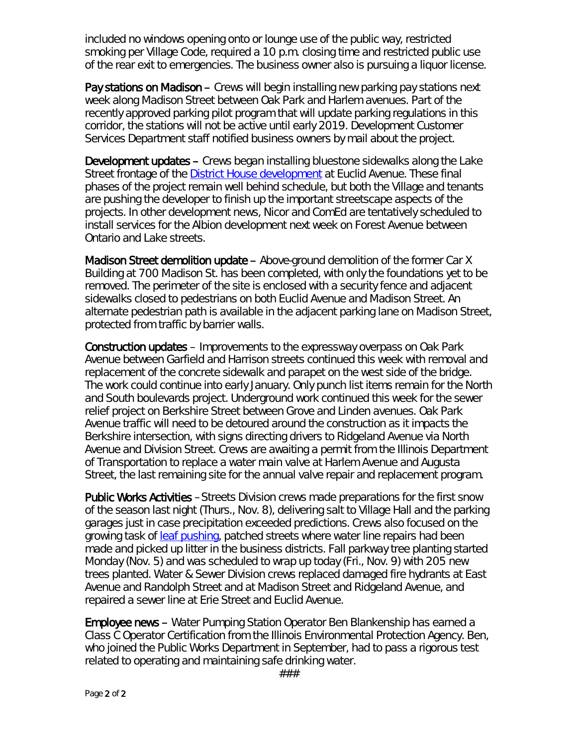included no windows opening onto or lounge use of the public way, restricted smoking per Village Code, required a 10 p.m. closing time and restricted public use of the rear exit to emergencies. The business owner also is pursuing a liquor license.

**Pay stations on Madison** – Crews will begin installing new parking pay stations next week along Madison Street between Oak Park and Harlem avenues. Part of the recently approved parking pilot program that will update parking regulations in this corridor, the stations will not be active until early 2019. Development Customer Services Department staff notified business owners by mail about the project.

**Development updates** – Crews began installing bluestone sidewalks along the Lake Street frontage of the District House development at Euclid Avenue. These final phases of the project remain well behind schedule, but both the Village and tenants are pushing the developer to finish up the important streetscape aspects of the projects. In other development news, Nicor and ComEd are tentatively scheduled to install services for the Albion development next week on Forest Avenue between Ontario and Lake streets.

**Madison Street demolition update** – Above-ground demolition of the former Car X Building at 700 Madison St. has been completed, with only the foundations yet to be removed. The perimeter of the site is enclosed with a security fence and adjacent sidewalks closed to pedestrians on both Euclid Avenue and Madison Street. An alternate pedestrian path is available in the adjacent parking lane on Madison Street, protected from traffic by barrier walls.

**Construction updates** – Improvements to the expressway overpass on Oak Park Avenue between Garfield and Harrison streets continued this week with removal and replacement of the concrete sidewalk and parapet on the west side of the bridge. The work could continue into early January. Only punch list items remain for the North and South boulevards project. Underground work continued this week for the sewer relief project on Berkshire Street between Grove and Linden avenues. Oak Park Avenue traffic will need to be detoured around the construction as it impacts the Berkshire intersection, with signs directing drivers to Ridgeland Avenue via North Avenue and Division Street. Crews are awaiting a permit from the Illinois Department of Transportation to replace a water main valve at Harlem Avenue and Augusta Street, the last remaining site for the annual valve repair and replacement program.

**Public Works Activities** – Streets Division crews made preparations for the first snow of the season last night (Thurs., Nov. 8), delivering salt to Village Hall and the parking garages just in case precipitation exceeded predictions. Crews also focused on the growing task of leaf pushing, patched streets where water line repairs had been made and picked up litter in the business districts. Fall parkway tree planting started Monday (Nov. 5) and was scheduled to wrap up today (Fri., Nov. 9) with 205 new trees planted. Water & Sewer Division crews replaced damaged fire hydrants at East Avenue and Randolph Street and at Madison Street and Ridgeland Avenue, and repaired a sewer line at Erie Street and Euclid Avenue.

**Employee news** – Water Pumping Station Operator Ben Blankenship has earned a Class C Operator Certification from the Illinois Environmental Protection Agency. Ben, who joined the Public Works Department in September, had to pass a rigorous test related to operating and maintaining safe drinking water.

###